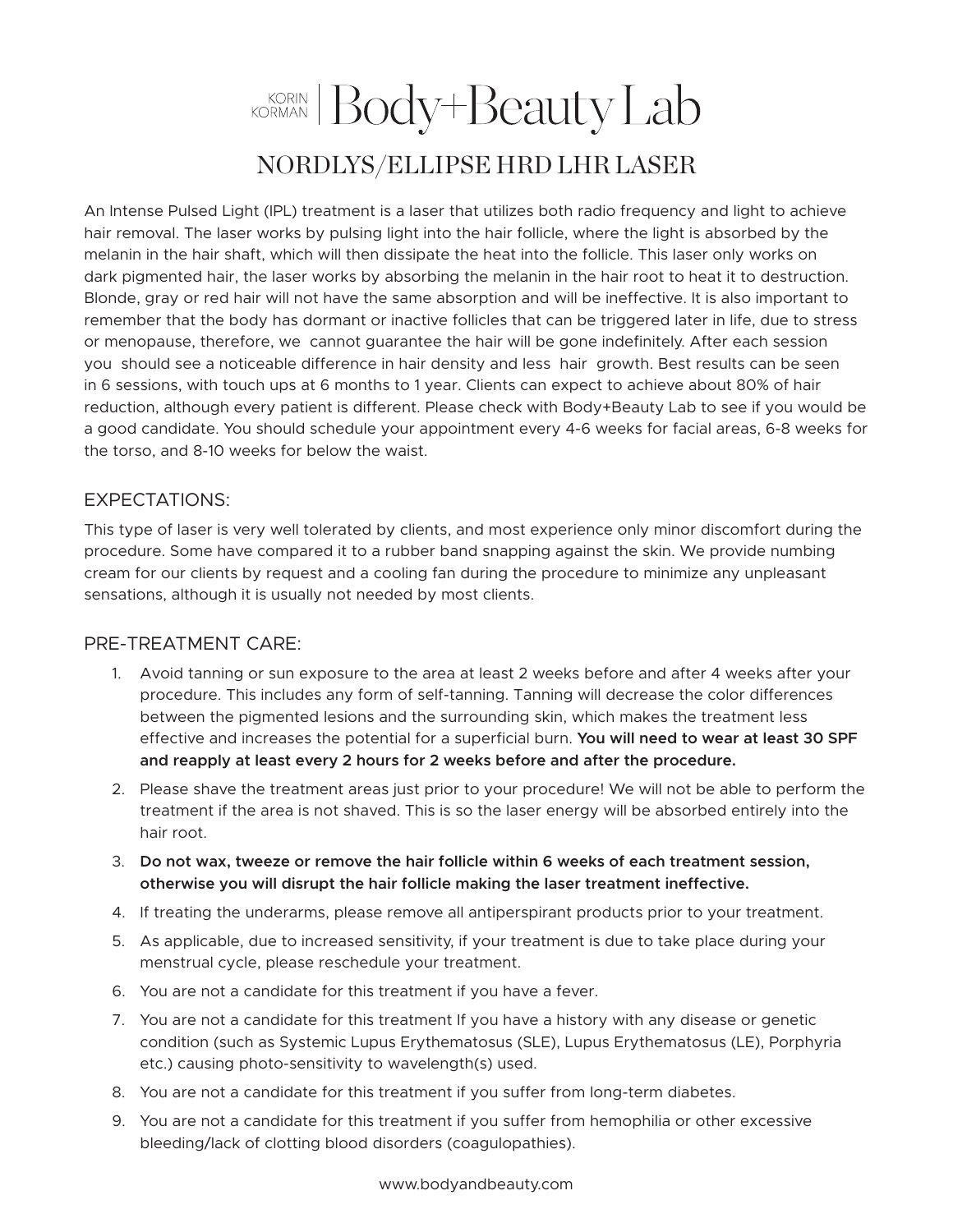# KORIN KORMAN | Body+Beauty Lab

## NORDLYS/ELLIPSE HRD LHR LASER

An Intense Pulsed Light (IPL) treatment is a laser that utilizes both radio frequency and light to achieve hair removal. The laser works by pulsing light into the hair follicle, where the light is absorbed by the melanin in the hair shaft, which will then dissipate the heat into the follicle. This laser only works on dark pigmented hair, the laser works by absorbing the melanin in the hair root to heat it to destruction. Blonde, gray or red hair will not have the same absorption and will be ineffective. It is also important to remember that the body has dormant or inactive follicles that can be triggered later in life, due to stress or menopause, therefore, we cannot guarantee the hair will be gone indefinitely. After each session you should see a noticeable difference in hair density and less hair growth. Best results can be seen in 6 sessions, with touch ups at 6 months to 1 year. Clients can expect to achieve about 80% of hair reduction, although every patient is different. Please check with Body+Beauty Lab to see if you would be a good candidate. You should schedule your appointment every 4-6 weeks for facial areas, 6-8 weeks for the torso, and 8-10 weeks for below the waist.

### EXPECTATIONS:

This type of laser is very well tolerated by clients, and most experience only minor discomfort during the procedure. Some have compared it to a rubber band snapping against the skin. We provide numbing cream for our clients by request and a cooling fan during the procedure to minimize any unpleasant sensations, although it is usually not needed by most clients.

### PRE-TREATMENT CARE:

1. Avoid tanning or sun exposure to the area at least 2 weeks before and after 4 weeks after your procedure. This includes any form of self-tanning. Tanning will decrease the color differences between the pigmented lesions and the surrounding skin, which makes the treatment less effective and increases the potential for a superficial burn. **You will need to wear at least 30 SPF and reapply at least every 2 hours for 2 weeks before and after the procedure.**
2. Please shave the treatment areas just prior to your procedure! We will not be able to perform the treatment if the area is not shaved. This is so the laser energy will be absorbed entirely into the hair root.
3. **Do not wax, tweeze or remove the hair follicle within 6 weeks of each treatment session, otherwise you will disrupt the hair follicle making the laser treatment ineffective.**
4. If treating the underarms, please remove all antiperspirant products prior to your treatment.
5. As applicable, due to increased sensitivity, if your treatment is due to take place during your menstrual cycle, please reschedule your treatment.
6. You are not a candidate for this treatment if you have a fever.
7. You are not a candidate for this treatment If you have a history with any disease or genetic condition (such as Systemic Lupus Erythematosus (SLE), Lupus Erythematosus (LE), Porphyria etc.) causing photo-sensitivity to wavelength(s) used.
8. You are not a candidate for this treatment if you suffer from long-term diabetes.
9. You are not a candidate for this treatment if you suffer from hemophilia or other excessive bleeding/lack of clotting blood disorders (coagulopathies).

www.bodyandbeauty.com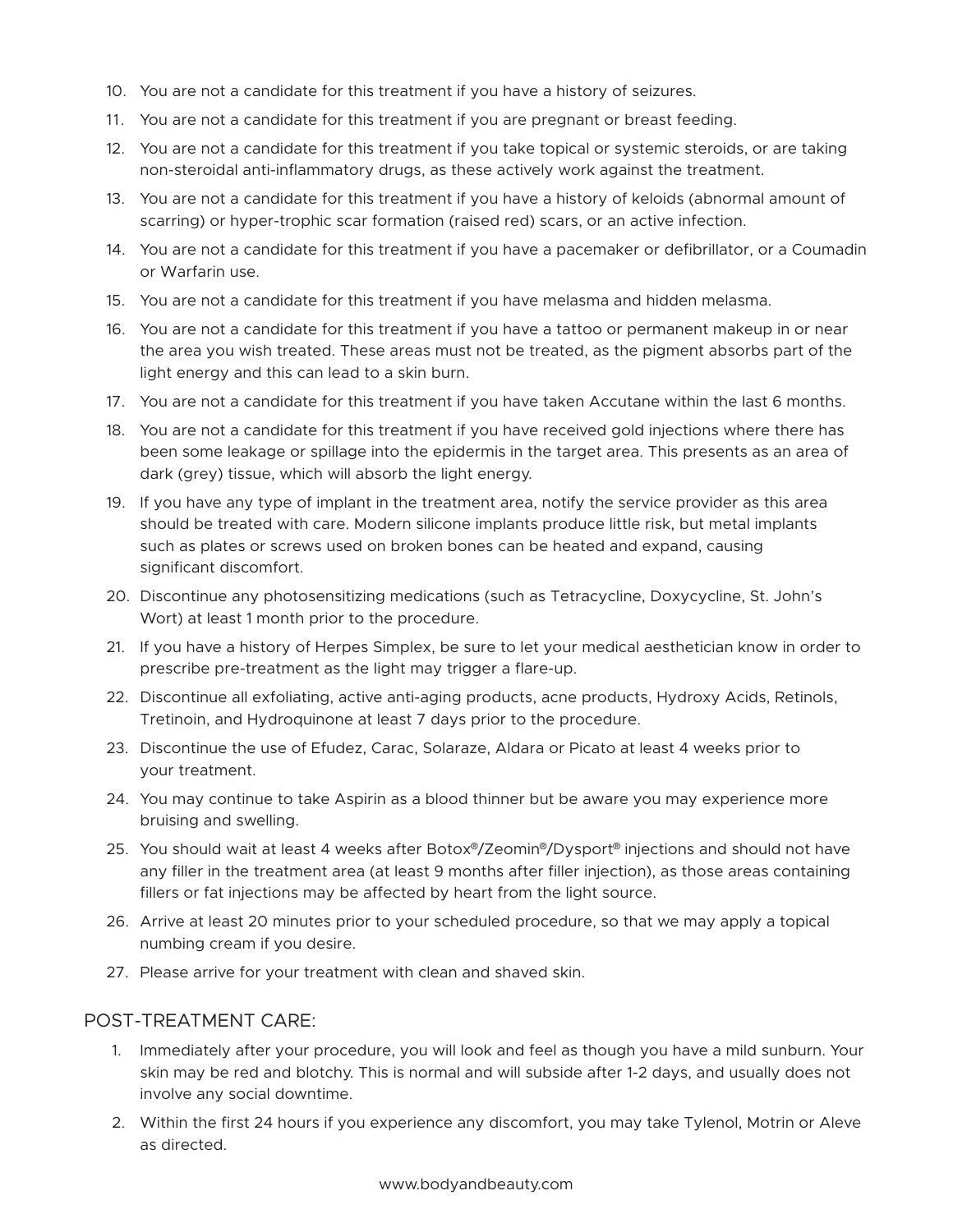10. You are not a candidate for this treatment if you have a history of seizures.
11. You are not a candidate for this treatment if you are pregnant or breast feeding.
12. You are not a candidate for this treatment if you take topical or systemic steroids, or are taking non-steroidal anti-inflammatory drugs, as these actively work against the treatment.
13. You are not a candidate for this treatment if you have a history of keloids (abnormal amount of scarring) or hyper-trophic scar formation (raised red) scars, or an active infection.
14. You are not a candidate for this treatment if you have a pacemaker or defibrillator, or a Coumadin or Warfarin use.
15. You are not a candidate for this treatment if you have melasma and hidden melasma.
16. You are not a candidate for this treatment if you have a tattoo or permanent makeup in or near the area you wish treated. These areas must not be treated, as the pigment absorbs part of the light energy and this can lead to a skin burn.
17. You are not a candidate for this treatment if you have taken Accutane within the last 6 months.
18. You are not a candidate for this treatment if you have received gold injections where there has been some leakage or spillage into the epidermis in the target area. This presents as an area of dark (grey) tissue, which will absorb the light energy.
19. If you have any type of implant in the treatment area, notify the service provider as this area should be treated with care. Modern silicone implants produce little risk, but metal implants such as plates or screws used on broken bones can be heated and expand, causing significant discomfort.
20. Discontinue any photosensitizing medications (such as Tetracycline, Doxycycline, St. John's Wort) at least 1 month prior to the procedure.
21. If you have a history of Herpes Simplex, be sure to let your medical aesthetician know in order to prescribe pre-treatment as the light may trigger a flare-up.
22. Discontinue all exfoliating, active anti-aging products, acne products, Hydroxy Acids, Retinols, Tretinoin, and Hydroquinone at least 7 days prior to the procedure.
23. Discontinue the use of Efudez, Carac, Solaraze, Aldara or Picato at least 4 weeks prior to your treatment.
24. You may continue to take Aspirin as a blood thinner but be aware you may experience more bruising and swelling.
25. You should wait at least 4 weeks after Botox®/Zeomin®/Dysport® injections and should not have any filler in the treatment area (at least 9 months after filler injection), as those areas containing fillers or fat injections may be affected by heart from the light source.
26. Arrive at least 20 minutes prior to your scheduled procedure, so that we may apply a topical numbing cream if you desire.
27. Please arrive for your treatment with clean and shaved skin.

## POST-TREATMENT CARE:

1. Immediately after your procedure, you will look and feel as though you have a mild sunburn. Your skin may be red and blotchy. This is normal and will subside after 1-2 days, and usually does not involve any social downtime.
2. Within the first 24 hours if you experience any discomfort, you may take Tylenol, Motrin or Aleve as directed.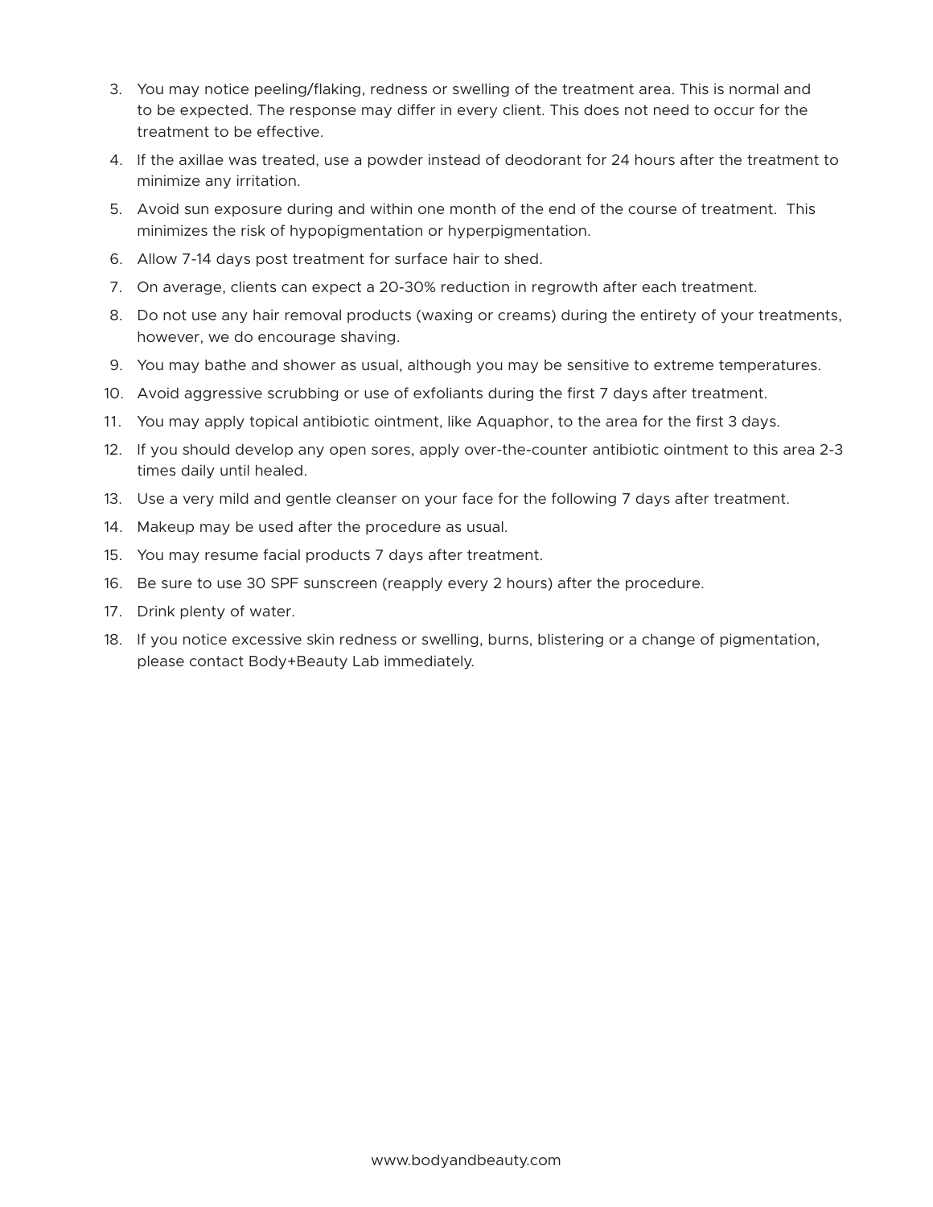3. You may notice peeling/flaking, redness or swelling of the treatment area. This is normal and to be expected. The response may differ in every client. This does not need to occur for the treatment to be effective.
4. If the axillae was treated, use a powder instead of deodorant for 24 hours after the treatment to minimize any irritation.
5. Avoid sun exposure during and within one month of the end of the course of treatment. This minimizes the risk of hypopigmentation or hyperpigmentation.
6. Allow 7-14 days post treatment for surface hair to shed.
7. On average, clients can expect a 20-30% reduction in regrowth after each treatment.
8. Do not use any hair removal products (waxing or creams) during the entirety of your treatments, however, we do encourage shaving.
9. You may bathe and shower as usual, although you may be sensitive to extreme temperatures.
10. Avoid aggressive scrubbing or use of exfoliants during the first 7 days after treatment.
11. You may apply topical antibiotic ointment, like Aquaphor, to the area for the first 3 days.
12. If you should develop any open sores, apply over-the-counter antibiotic ointment to this area 2-3 times daily until healed.
13. Use a very mild and gentle cleanser on your face for the following 7 days after treatment.
14. Makeup may be used after the procedure as usual.
15. You may resume facial products 7 days after treatment.
16. Be sure to use 30 SPF sunscreen (reapply every 2 hours) after the procedure.
17. Drink plenty of water.
18. If you notice excessive skin redness or swelling, burns, blistering or a change of pigmentation, please contact Body+Beauty Lab immediately.